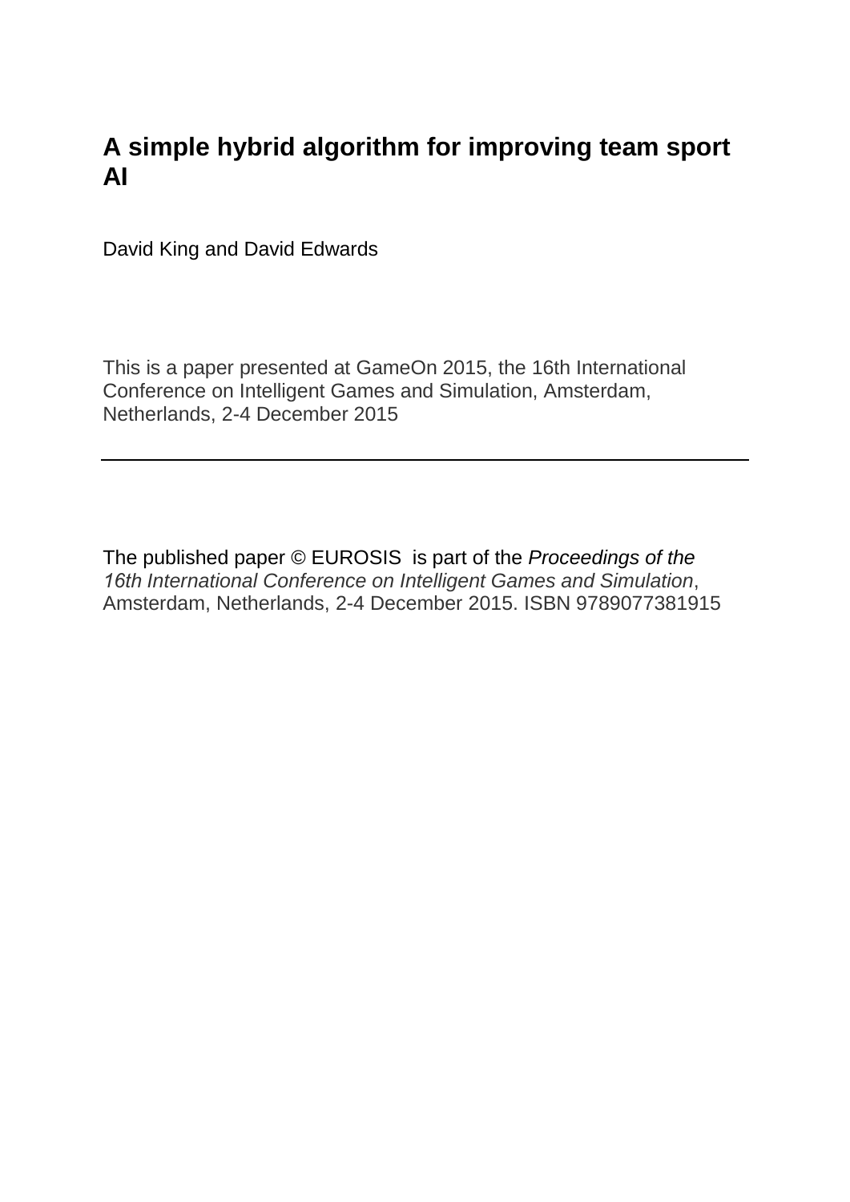# A simple hybrid algorithm for improving team sport AI

David King and David Edwards

This is a paper presented at GameOn 2015, the 16th International Conference on Intelligent Games and Simulation, Amsterdam, Netherlands, 2-4 December 2015

---

The published paper © EUROSIS is part of the *Proceedings of the 16th International Conference on Intelligent Games and Simulation*, Amsterdam, Netherlands, 2-4 December 2015. ISBN 9789077381915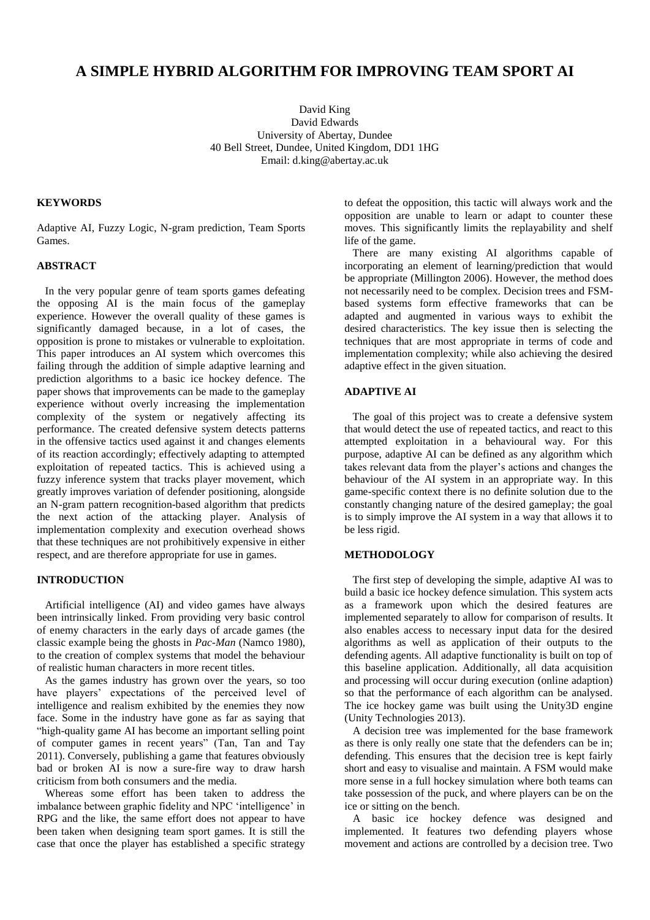# A SIMPLE HYBRID ALGORITHM FOR IMPROVING TEAM SPORT AI

David King
David Edwards
University of Abertay, Dundee
40 Bell Street, Dundee, United Kingdom, DD1 1HG
Email: d.king@abertay.ac.uk

## KEYWORDS

Adaptive AI, Fuzzy Logic, N-gram prediction, Team Sports Games.

## ABSTRACT

In the very popular genre of team sports games defeating the opposing AI is the main focus of the gameplay experience. However the overall quality of these games is significantly damaged because, in a lot of cases, the opposition is prone to mistakes or vulnerable to exploitation. This paper introduces an AI system which overcomes this failing through the addition of simple adaptive learning and prediction algorithms to a basic ice hockey defence. The paper shows that improvements can be made to the gameplay experience without overly increasing the implementation complexity of the system or negatively affecting its performance. The created defensive system detects patterns in the offensive tactics used against it and changes elements of its reaction accordingly; effectively adapting to attempted exploitation of repeated tactics. This is achieved using a fuzzy inference system that tracks player movement, which greatly improves variation of defender positioning, alongside an N-gram pattern recognition-based algorithm that predicts the next action of the attacking player. Analysis of implementation complexity and execution overhead shows that these techniques are not prohibitively expensive in either respect, and are therefore appropriate for use in games.

## INTRODUCTION

Artificial intelligence (AI) and video games have always been intrinsically linked. From providing very basic control of enemy characters in the early days of arcade games (the classic example being the ghosts in *Pac-Man* (Namco 1980), to the creation of complex systems that model the behaviour of realistic human characters in more recent titles.

As the games industry has grown over the years, so too have players' expectations of the perceived level of intelligence and realism exhibited by the enemies they now face. Some in the industry have gone as far as saying that "high-quality game AI has become an important selling point of computer games in recent years" (Tan, Tan and Tay 2011). Conversely, publishing a game that features obviously bad or broken AI is now a sure-fire way to draw harsh criticism from both consumers and the media.

Whereas some effort has been taken to address the imbalance between graphic fidelity and NPC 'intelligence' in RPG and the like, the same effort does not appear to have been taken when designing team sport games. It is still the case that once the player has established a specific strategy to defeat the opposition, this tactic will always work and the opposition are unable to learn or adapt to counter these moves. This significantly limits the replayability and shelf life of the game.

There are many existing AI algorithms capable of incorporating an element of learning/prediction that would be appropriate (Millington 2006). However, the method does not necessarily need to be complex. Decision trees and FSM-based systems form effective frameworks that can be adapted and augmented in various ways to exhibit the desired characteristics. The key issue then is selecting the techniques that are most appropriate in terms of code and implementation complexity; while also achieving the desired adaptive effect in the given situation.

## ADAPTIVE AI

The goal of this project was to create a defensive system that would detect the use of repeated tactics, and react to this attempted exploitation in a behavioural way. For this purpose, adaptive AI can be defined as any algorithm which takes relevant data from the player's actions and changes the behaviour of the AI system in an appropriate way. In this game-specific context there is no definite solution due to the constantly changing nature of the desired gameplay; the goal is to simply improve the AI system in a way that allows it to be less rigid.

## METHODOLOGY

The first step of developing the simple, adaptive AI was to build a basic ice hockey defence simulation. This system acts as a framework upon which the desired features are implemented separately to allow for comparison of results. It also enables access to necessary input data for the desired algorithms as well as application of their outputs to the defending agents. All adaptive functionality is built on top of this baseline application. Additionally, all data acquisition and processing will occur during execution (online adaption) so that the performance of each algorithm can be analysed. The ice hockey game was built using the Unity3D engine (Unity Technologies 2013).

A decision tree was implemented for the base framework as there is only really one state that the defenders can be in; defending. This ensures that the decision tree is kept fairly short and easy to visualise and maintain. A FSM would make more sense in a full hockey simulation where both teams can take possession of the puck, and where players can be on the ice or sitting on the bench.

A basic ice hockey defence was designed and implemented. It features two defending players whose movement and actions are controlled by a decision tree. Two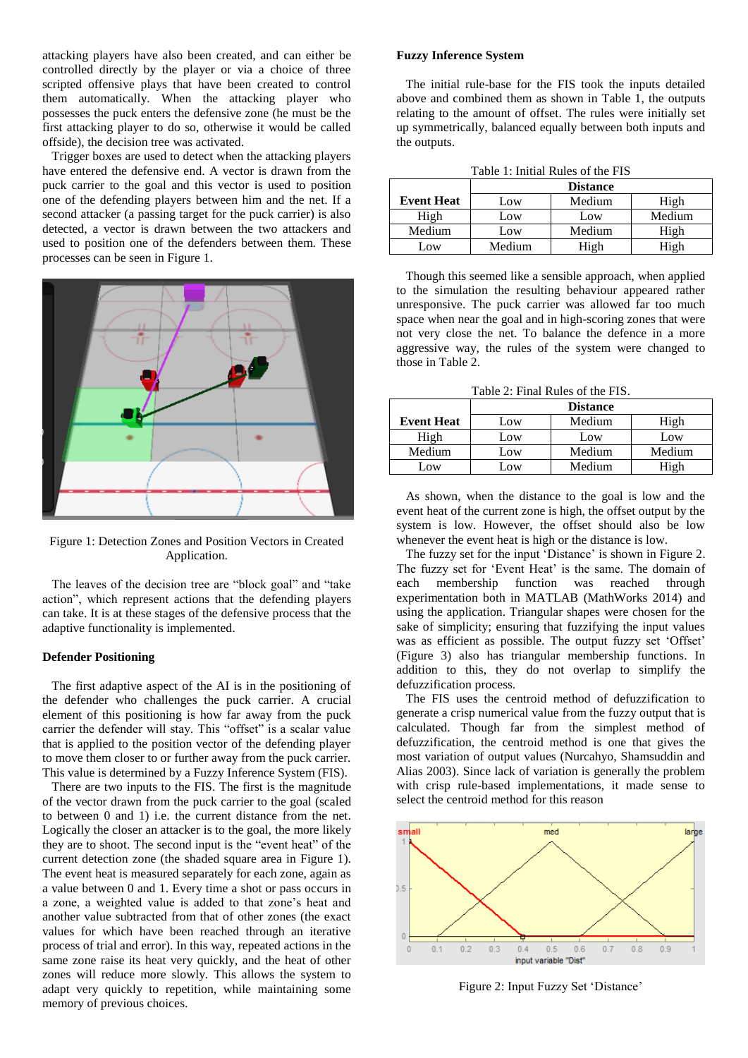attacking players have also been created, and can either be controlled directly by the player or via a choice of three scripted offensive plays that have been created to control them automatically. When the attacking player who possesses the puck enters the defensive zone (he must be the first attacking player to do so, otherwise it would be called offside), the decision tree was activated.

Trigger boxes are used to detect when the attacking players have entered the defensive end. A vector is drawn from the puck carrier to the goal and this vector is used to position one of the defending players between him and the net. If a second attacker (a passing target for the puck carrier) is also detected, a vector is drawn between the two attackers and used to position one of the defenders between them. These processes can be seen in Figure 1.

Figure 1: Detection Zones and Position Vectors in Created Application.

The leaves of the decision tree are "block goal" and "take action", which represent actions that the defending players can take. It is at these stages of the defensive process that the adaptive functionality is implemented.

### Defender Positioning

The first adaptive aspect of the AI is in the positioning of the defender who challenges the puck carrier. A crucial element of this positioning is how far away from the puck carrier the defender will stay. This "offset" is a scalar value that is applied to the position vector of the defending player to move them closer to or further away from the puck carrier. This value is determined by a Fuzzy Inference System (FIS).

There are two inputs to the FIS. The first is the magnitude of the vector drawn from the puck carrier to the goal (scaled to between 0 and 1) i.e. the current distance from the net. Logically the closer an attacker is to the goal, the more likely they are to shoot. The second input is the "event heat" of the current detection zone (the shaded square area in Figure 1). The event heat is measured separately for each zone, again as a value between 0 and 1. Every time a shot or pass occurs in a zone, a weighted value is added to that zone's heat and another value subtracted from that of other zones (the exact values for which have been reached through an iterative process of trial and error). In this way, repeated actions in the same zone raise its heat very quickly, and the heat of other zones will reduce more slowly. This allows the system to adapt very quickly to repetition, while maintaining some memory of previous choices.

### Fuzzy Inference System

The initial rule-base for the FIS took the inputs detailed above and combined them as shown in Table 1, the outputs relating to the amount of offset. The rules were initially set up symmetrically, balanced equally between both inputs and the outputs.

Table 1: Initial Rules of the FIS

| | Distance | | |
|---|---|---|---|
| **Event Heat** | Low | Medium | High |
| High | Low | Low | Medium |
| Medium | Low | Medium | High |
| Low | Medium | High | High |

Though this seemed like a sensible approach, when applied to the simulation the resulting behaviour appeared rather unresponsive. The puck carrier was allowed far too much space when near the goal and in high-scoring zones that were not very close the net. To balance the defence in a more aggressive way, the rules of the system were changed to those in Table 2.

Table 2: Final Rules of the FIS.

| | Distance | | |
|---|---|---|---|
| **Event Heat** | Low | Medium | High |
| High | Low | Low | Low |
| Medium | Low | Medium | Medium |
| Low | Low | Medium | High |

As shown, when the distance to the goal is low and the event heat of the current zone is high, the offset output by the system is low. However, the offset should also be low whenever the event heat is high or the distance is low.

The fuzzy set for the input 'Distance' is shown in Figure 2. The fuzzy set for 'Event Heat' is the same. The domain of each membership function was reached through experimentation both in MATLAB (MathWorks 2014) and using the application. Triangular shapes were chosen for the sake of simplicity; ensuring that fuzzifying the input values was as efficient as possible. The output fuzzy set 'Offset' (Figure 3) also has triangular membership functions. In addition to this, they do not overlap to simplify the defuzzification process.

The FIS uses the centroid method of defuzzification to generate a crisp numerical value from the fuzzy output that is calculated. Though far from the simplest method of defuzzification, the centroid method is one that gives the most variation of output values (Nurcahyo, Shamsuddin and Alias 2003). Since lack of variation is generally the problem with crisp rule-based implementations, it made sense to select the centroid method for this reason

Figure 2: Input Fuzzy Set 'Distance'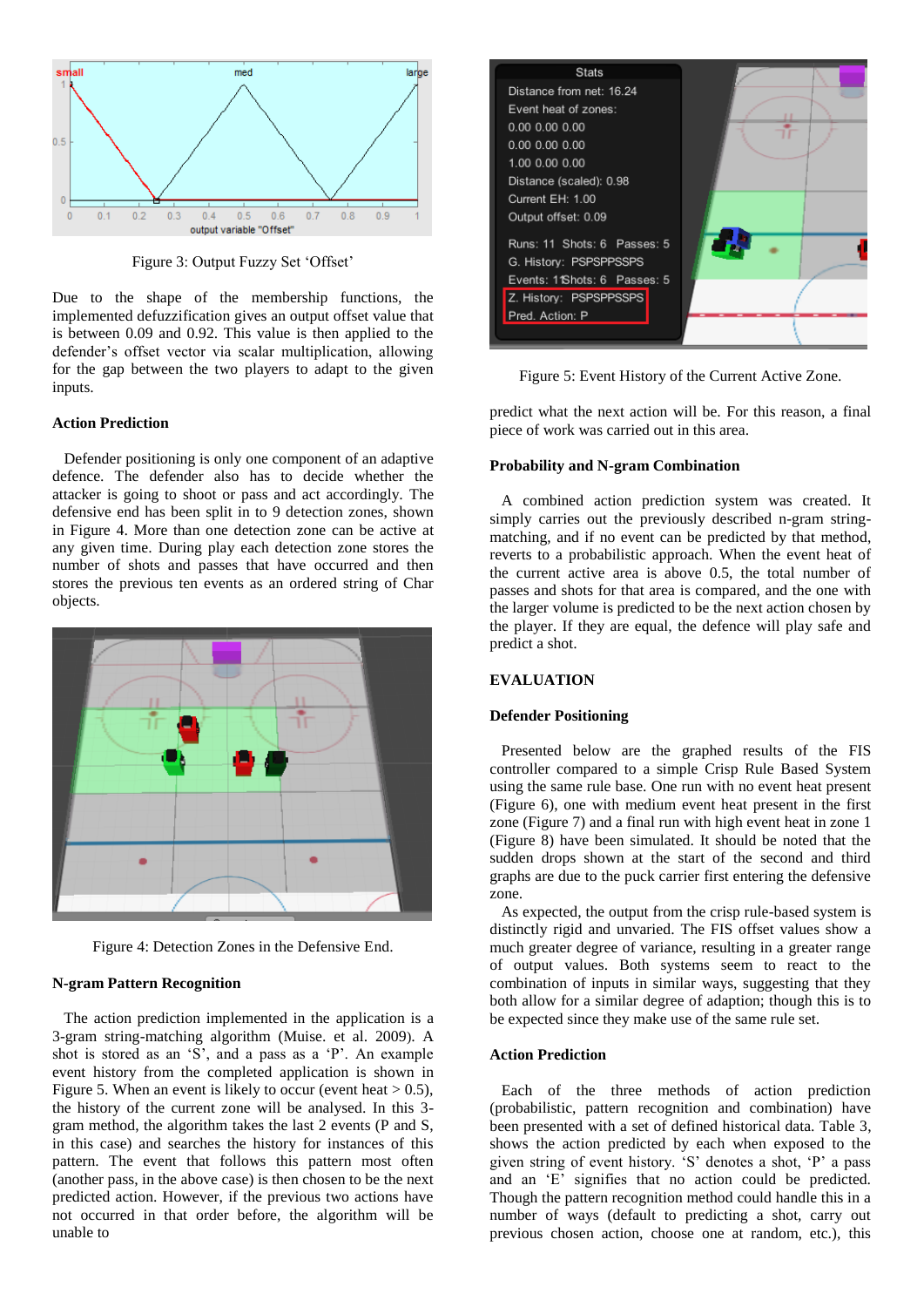Figure 3: Output Fuzzy Set 'Offset'

Due to the shape of the membership functions, the implemented defuzzification gives an output offset value that is between 0.09 and 0.92. This value is then applied to the defender's offset vector via scalar multiplication, allowing for the gap between the two players to adapt to the given inputs.

### Action Prediction

Defender positioning is only one component of an adaptive defence. The defender also has to decide whether the attacker is going to shoot or pass and act accordingly. The defensive end has been split in to 9 detection zones, shown in Figure 4. More than one detection zone can be active at any given time. During play each detection zone stores the number of shots and passes that have occurred and then stores the previous ten events as an ordered string of Char objects.

Figure 4: Detection Zones in the Defensive End.

### N-gram Pattern Recognition

The action prediction implemented in the application is a 3-gram string-matching algorithm (Muise. et al. 2009). A shot is stored as an 'S', and a pass as a 'P'. An example event history from the completed application is shown in Figure 5. When an event is likely to occur (event heat > 0.5), the history of the current zone will be analysed. In this 3-gram method, the algorithm takes the last 2 events (P and S, in this case) and searches the history for instances of this pattern. The event that follows this pattern most often (another pass, in the above case) is then chosen to be the next predicted action. However, if the previous two actions have not occurred in that order before, the algorithm will be unable to

Figure 5: Event History of the Current Active Zone.

predict what the next action will be. For this reason, a final piece of work was carried out in this area.

### Probability and N-gram Combination

A combined action prediction system was created. It simply carries out the previously described n-gram string-matching, and if no event can be predicted by that method, reverts to a probabilistic approach. When the event heat of the current active area is above 0.5, the total number of passes and shots for that area is compared, and the one with the larger volume is predicted to be the next action chosen by the player. If they are equal, the defence will play safe and predict a shot.

## EVALUATION

### Defender Positioning

Presented below are the graphed results of the FIS controller compared to a simple Crisp Rule Based System using the same rule base. One run with no event heat present (Figure 6), one with medium event heat present in the first zone (Figure 7) and a final run with high event heat in zone 1 (Figure 8) have been simulated. It should be noted that the sudden drops shown at the start of the second and third graphs are due to the puck carrier first entering the defensive zone.

As expected, the output from the crisp rule-based system is distinctly rigid and unvaried. The FIS offset values show a much greater degree of variance, resulting in a greater range of output values. Both systems seem to react to the combination of inputs in similar ways, suggesting that they both allow for a similar degree of adaption; though this is to be expected since they make use of the same rule set.

### Action Prediction

Each of the three methods of action prediction (probabilistic, pattern recognition and combination) have been presented with a set of defined historical data. Table 3, shows the action predicted by each when exposed to the given string of event history. 'S' denotes a shot, 'P' a pass and an 'E' signifies that no action could be predicted. Though the pattern recognition method could handle this in a number of ways (default to predicting a shot, carry out previous chosen action, choose one at random, etc.), this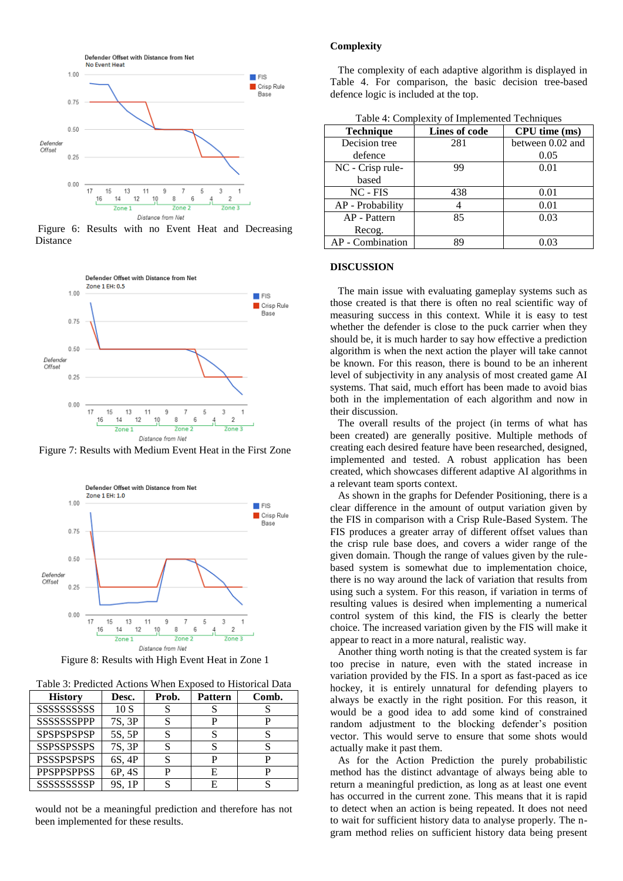Figure 6: Results with no Event Heat and Decreasing Distance

Figure 7: Results with Medium Event Heat in the First Zone

Figure 8: Results with High Event Heat in Zone 1

Table 3: Predicted Actions When Exposed to Historical Data

| History | Desc. | Prob. | Pattern | Comb. |
|---|---|---|---|---|
| SSSSSSSSSS | 10 S | S | S | S |
| SSSSSSSPPP | 7S, 3P | S | P | P |
| SPSPSPSPSP | 5S, 5P | S | S | S |
| SSPSSPSSPS | 7S, 3P | S | S | S |
| PSSSPSPSPS | 6S, 4P | S | P | P |
| PPSPPSPPSS | 6P, 4S | P | E | P |
| SSSSSSSSSP | 9S, 1P | S | E | S |

would not be a meaningful prediction and therefore has not been implemented for these results.

**Complexity**

The complexity of each adaptive algorithm is displayed in Table 4. For comparison, the basic decision tree-based defence logic is included at the top.

Table 4: Complexity of Implemented Techniques

| Technique | Lines of code | CPU time (ms) |
|---|---|---|
| Decision tree defence | 281 | between 0.02 and 0.05 |
| NC - Crisp rule-based | 99 | 0.01 |
| NC - FIS | 438 | 0.01 |
| AP - Probability | 4 | 0.01 |
| AP - Pattern Recog. | 85 | 0.03 |
| AP - Combination | 89 | 0.03 |

## DISCUSSION

The main issue with evaluating gameplay systems such as those created is that there is often no real scientific way of measuring success in this context. While it is easy to test whether the defender is close to the puck carrier when they should be, it is much harder to say how effective a prediction algorithm is when the next action the player will take cannot be known. For this reason, there is bound to be an inherent level of subjectivity in any analysis of most created game AI systems. That said, much effort has been made to avoid bias both in the implementation of each algorithm and now in their discussion.

The overall results of the project (in terms of what has been created) are generally positive. Multiple methods of creating each desired feature have been researched, designed, implemented and tested. A robust application has been created, which showcases different adaptive AI algorithms in a relevant team sports context.

As shown in the graphs for Defender Positioning, there is a clear difference in the amount of output variation given by the FIS in comparison with a Crisp Rule-Based System. The FIS produces a greater array of different offset values than the crisp rule base does, and covers a wider range of the given domain. Though the range of values given by the rule-based system is somewhat due to implementation choice, there is no way around the lack of variation that results from using such a system. For this reason, if variation in terms of resulting values is desired when implementing a numerical control system of this kind, the FIS is clearly the better choice. The increased variation given by the FIS will make it appear to react in a more natural, realistic way.

Another thing worth noting is that the created system is far too precise in nature, even with the stated increase in variation provided by the FIS. In a sport as fast-paced as ice hockey, it is entirely unnatural for defending players to always be exactly in the right position. For this reason, it would be a good idea to add some kind of constrained random adjustment to the blocking defender's position vector. This would serve to ensure that some shots would actually make it past them.

As for the Action Prediction the purely probabilistic method has the distinct advantage of always being able to return a meaningful prediction, as long as at least one event has occurred in the current zone. This means that it is rapid to detect when an action is being repeated. It does not need to wait for sufficient history data to analyse properly. The n-gram method relies on sufficient history data being present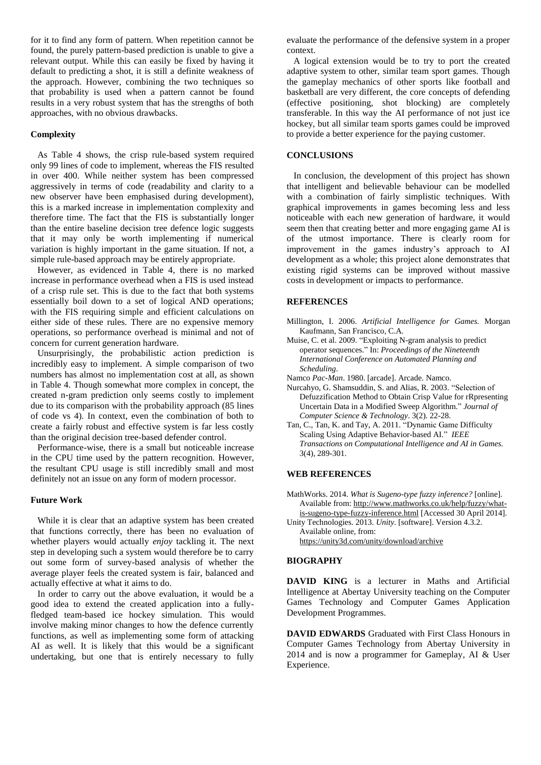for it to find any form of pattern. When repetition cannot be found, the purely pattern-based prediction is unable to give a relevant output. While this can easily be fixed by having it default to predicting a shot, it is still a definite weakness of the approach. However, combining the two techniques so that probability is used when a pattern cannot be found results in a very robust system that has the strengths of both approaches, with no obvious drawbacks.

### Complexity

As Table 4 shows, the crisp rule-based system required only 99 lines of code to implement, whereas the FIS resulted in over 400. While neither system has been compressed aggressively in terms of code (readability and clarity to a new observer have been emphasised during development), this is a marked increase in implementation complexity and therefore time. The fact that the FIS is substantially longer than the entire baseline decision tree defence logic suggests that it may only be worth implementing if numerical variation is highly important in the game situation. If not, a simple rule-based approach may be entirely appropriate.

However, as evidenced in Table 4, there is no marked increase in performance overhead when a FIS is used instead of a crisp rule set. This is due to the fact that both systems essentially boil down to a set of logical AND operations; with the FIS requiring simple and efficient calculations on either side of these rules. There are no expensive memory operations, so performance overhead is minimal and not of concern for current generation hardware.

Unsurprisingly, the probabilistic action prediction is incredibly easy to implement. A simple comparison of two numbers has almost no implementation cost at all, as shown in Table 4. Though somewhat more complex in concept, the created n-gram prediction only seems costly to implement due to its comparison with the probability approach (85 lines of code vs 4). In context, even the combination of both to create a fairly robust and effective system is far less costly than the original decision tree-based defender control.

Performance-wise, there is a small but noticeable increase in the CPU time used by the pattern recognition. However, the resultant CPU usage is still incredibly small and most definitely not an issue on any form of modern processor.

### Future Work

While it is clear that an adaptive system has been created that functions correctly, there has been no evaluation of whether players would actually *enjoy* tackling it. The next step in developing such a system would therefore be to carry out some form of survey-based analysis of whether the average player feels the created system is fair, balanced and actually effective at what it aims to do.

In order to carry out the above evaluation, it would be a good idea to extend the created application into a fully-fledged team-based ice hockey simulation. This would involve making minor changes to how the defence currently functions, as well as implementing some form of attacking AI as well. It is likely that this would be a significant undertaking, but one that is entirely necessary to fully evaluate the performance of the defensive system in a proper context.

A logical extension would be to try to port the created adaptive system to other, similar team sport games. Though the gameplay mechanics of other sports like football and basketball are very different, the core concepts of defending (effective positioning, shot blocking) are completely transferable. In this way the AI performance of not just ice hockey, but all similar team sports games could be improved to provide a better experience for the paying customer.

## CONCLUSIONS

In conclusion, the development of this project has shown that intelligent and believable behaviour can be modelled with a combination of fairly simplistic techniques. With graphical improvements in games becoming less and less noticeable with each new generation of hardware, it would seem then that creating better and more engaging game AI is of the utmost importance. There is clearly room for improvement in the games industry's approach to AI development as a whole; this project alone demonstrates that existing rigid systems can be improved without massive costs in development or impacts to performance.

## REFERENCES

Millington, I. 2006. *Artificial Intelligence for Games.* Morgan Kaufmann, San Francisco, C.A.

Muise, C. et al. 2009. "Exploiting N-gram analysis to predict operator sequences." In: *Proceedings of the Nineteenth International Conference on Automated Planning and Scheduling*.

Namco *Pac-Man*. 1980. [arcade]. Arcade. Namco.

Nurcahyo, G. Shamsuddin, S. and Alias, R. 2003. "Selection of Defuzzification Method to Obtain Crisp Value for rRpresenting Uncertain Data in a Modified Sweep Algorithm." *Journal of Computer Science & Technology*. 3(2). 22-28.

Tan, C., Tan, K. and Tay, A. 2011. "Dynamic Game Difficulty Scaling Using Adaptive Behavior-based AI." *IEEE Transactions on Computational Intelligence and AI in Games.* 3(4), 289-301.

## WEB REFERENCES

MathWorks. 2014. *What is Sugeno-type fuzzy inference?* [online]. Available from: http://www.mathworks.co.uk/help/fuzzy/what-is-sugeno-type-fuzzy-inference.html [Accessed 30 April 2014].

Unity Technologies. 2013. *Unity*. [software]. Version 4.3.2. Available online, from: https://unity3d.com/unity/download/archive

## BIOGRAPHY

**DAVID KING** is a lecturer in Maths and Artificial Intelligence at Abertay University teaching on the Computer Games Technology and Computer Games Application Development Programmes.

**DAVID EDWARDS** Graduated with First Class Honours in Computer Games Technology from Abertay University in 2014 and is now a programmer for Gameplay, AI & User Experience.